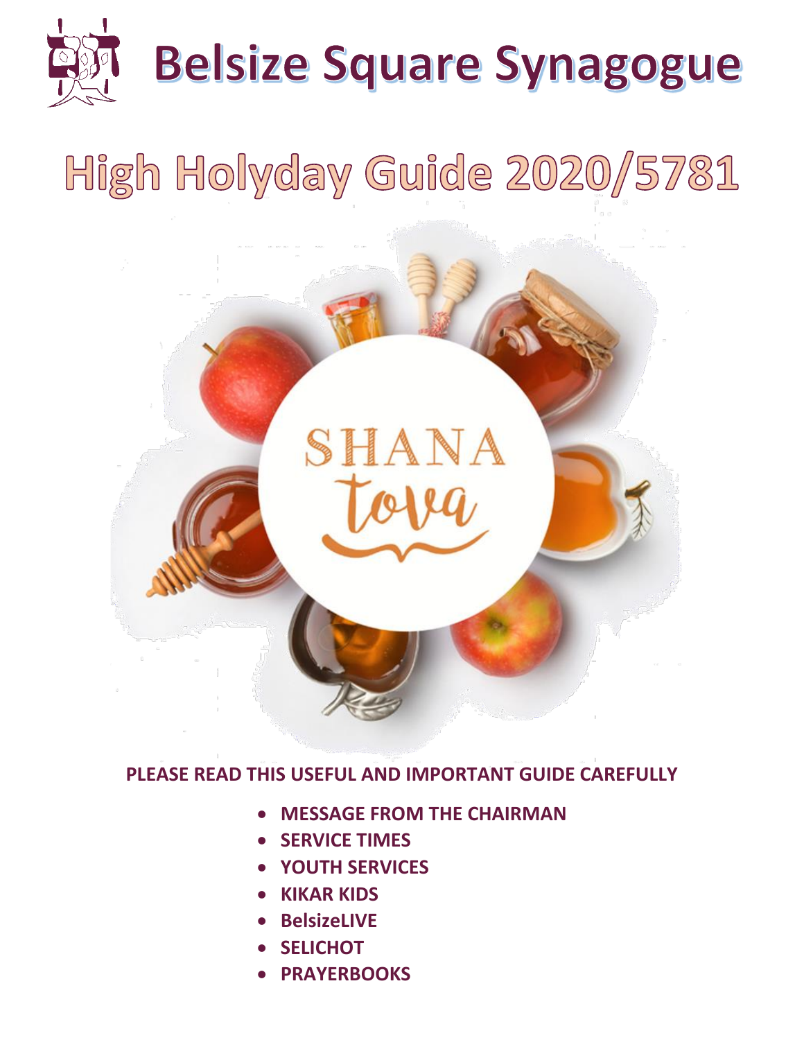# Belsize Square Synagogue

## High Holyday Guide 2020/5781

SHANA tova

**PLEASE READ THIS USEFUL AND IMPORTANT GUIDE CAREFULLY**

- **MESSAGE FROM THE CHAIRMAN**
- **SERVICE TIMES**
- **YOUTH SERVICES**
- **KIKAR KIDS**
- **BelsizeLIVE**
- **SELICHOT**
- **PRAYERBOOKS**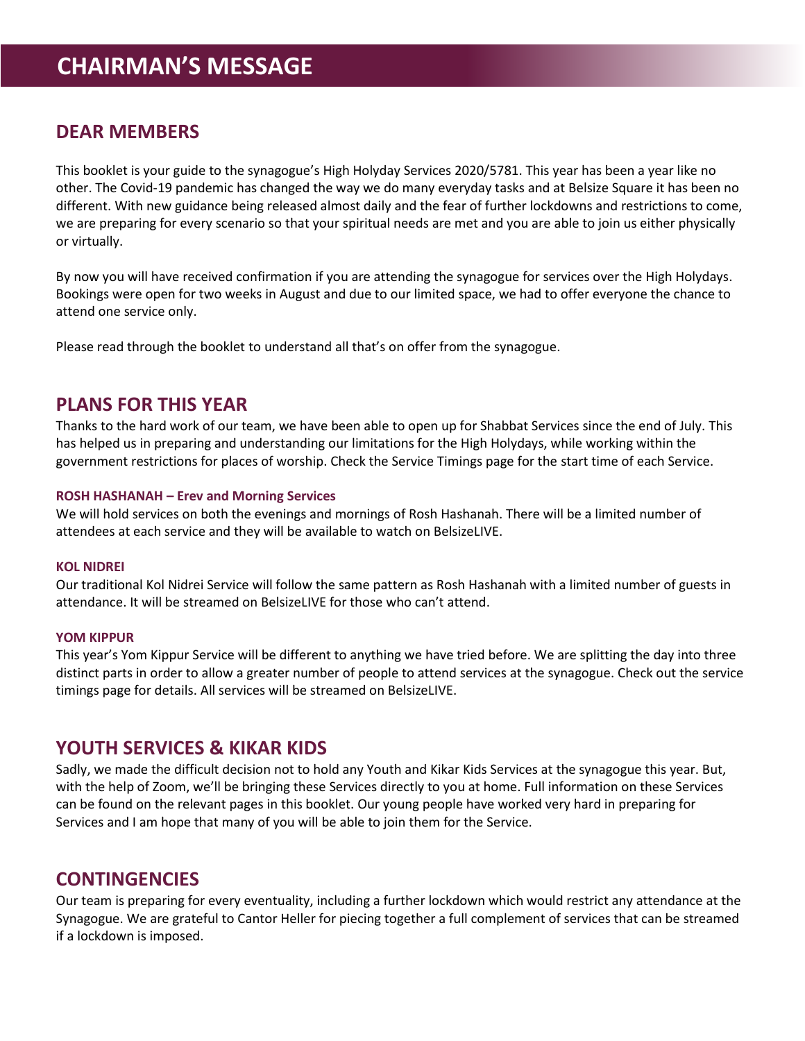# CHAIRMAN'S MESSAGE

## DEAR MEMBERS

This booklet is your guide to the synagogue's High Holyday Services 2020/5781. This year has been a year like no other. The Covid-19 pandemic has changed the way we do many everyday tasks and at Belsize Square it has been no different. With new guidance being released almost daily and the fear of further lockdowns and restrictions to come, we are preparing for every scenario so that your spiritual needs are met and you are able to join us either physically or virtually.

By now you will have received confirmation if you are attending the synagogue for services over the High Holydays. Bookings were open for two weeks in August and due to our limited space, we had to offer everyone the chance to attend one service only.

Please read through the booklet to understand all that's on offer from the synagogue.

## PLANS FOR THIS YEAR

Thanks to the hard work of our team, we have been able to open up for Shabbat Services since the end of July. This has helped us in preparing and understanding our limitations for the High Holydays, while working within the government restrictions for places of worship. Check the Service Timings page for the start time of each Service.

### ROSH HASHANAH – Erev and Morning Services

We will hold services on both the evenings and mornings of Rosh Hashanah. There will be a limited number of attendees at each service and they will be available to watch on BelsizeLIVE.

### KOL NIDREI

Our traditional Kol Nidrei Service will follow the same pattern as Rosh Hashanah with a limited number of guests in attendance. It will be streamed on BelsizeLIVE for those who can't attend.

### YOM KIPPUR

This year's Yom Kippur Service will be different to anything we have tried before. We are splitting the day into three distinct parts in order to allow a greater number of people to attend services at the synagogue. Check out the service timings page for details. All services will be streamed on BelsizeLIVE.

## YOUTH SERVICES & KIKAR KIDS

Sadly, we made the difficult decision not to hold any Youth and Kikar Kids Services at the synagogue this year. But, with the help of Zoom, we'll be bringing these Services directly to you at home. Full information on these Services can be found on the relevant pages in this booklet. Our young people have worked very hard in preparing for Services and I am hope that many of you will be able to join them for the Service.

## CONTINGENCIES

Our team is preparing for every eventuality, including a further lockdown which would restrict any attendance at the Synagogue. We are grateful to Cantor Heller for piecing together a full complement of services that can be streamed if a lockdown is imposed.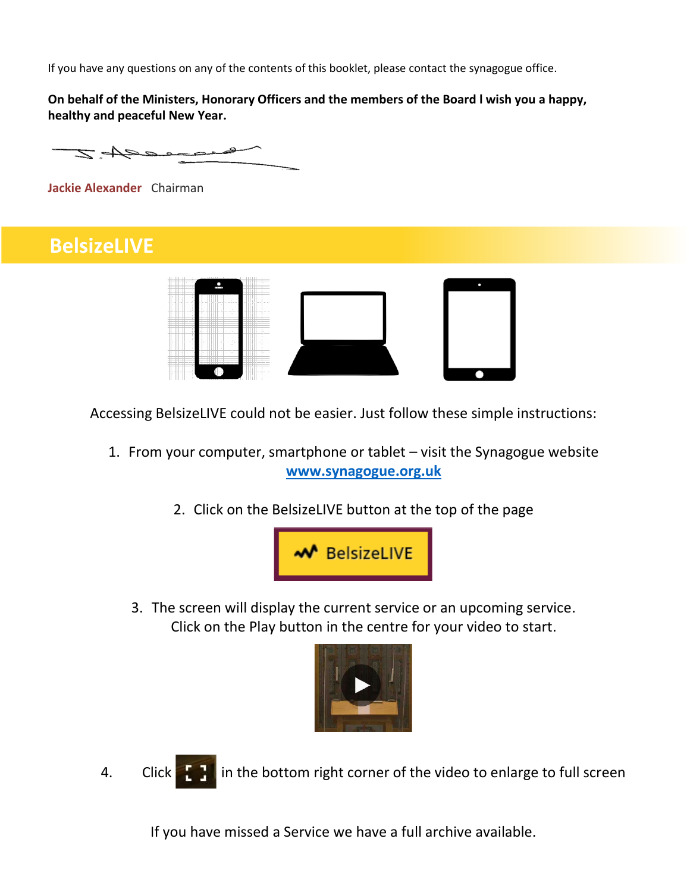If you have any questions on any of the contents of this booklet, please contact the synagogue office.

**On behalf of the Ministers, Honorary Officers and the members of the Board I wish you a happy, healthy and peaceful New Year.**

**Jackie Alexander** Chairman

## BelsizeLIVE

Accessing BelsizeLIVE could not be easier. Just follow these simple instructions:

1. From your computer, smartphone or tablet – visit the Synagogue website **www.synagogue.org.uk**

2. Click on the BelsizeLIVE button at the top of the page

   BelsizeLIVE

3. The screen will display the current service or an upcoming service. Click on the Play button in the centre for your video to start.

4. Click in the bottom right corner of the video to enlarge to full screen

If you have missed a Service we have a full archive available.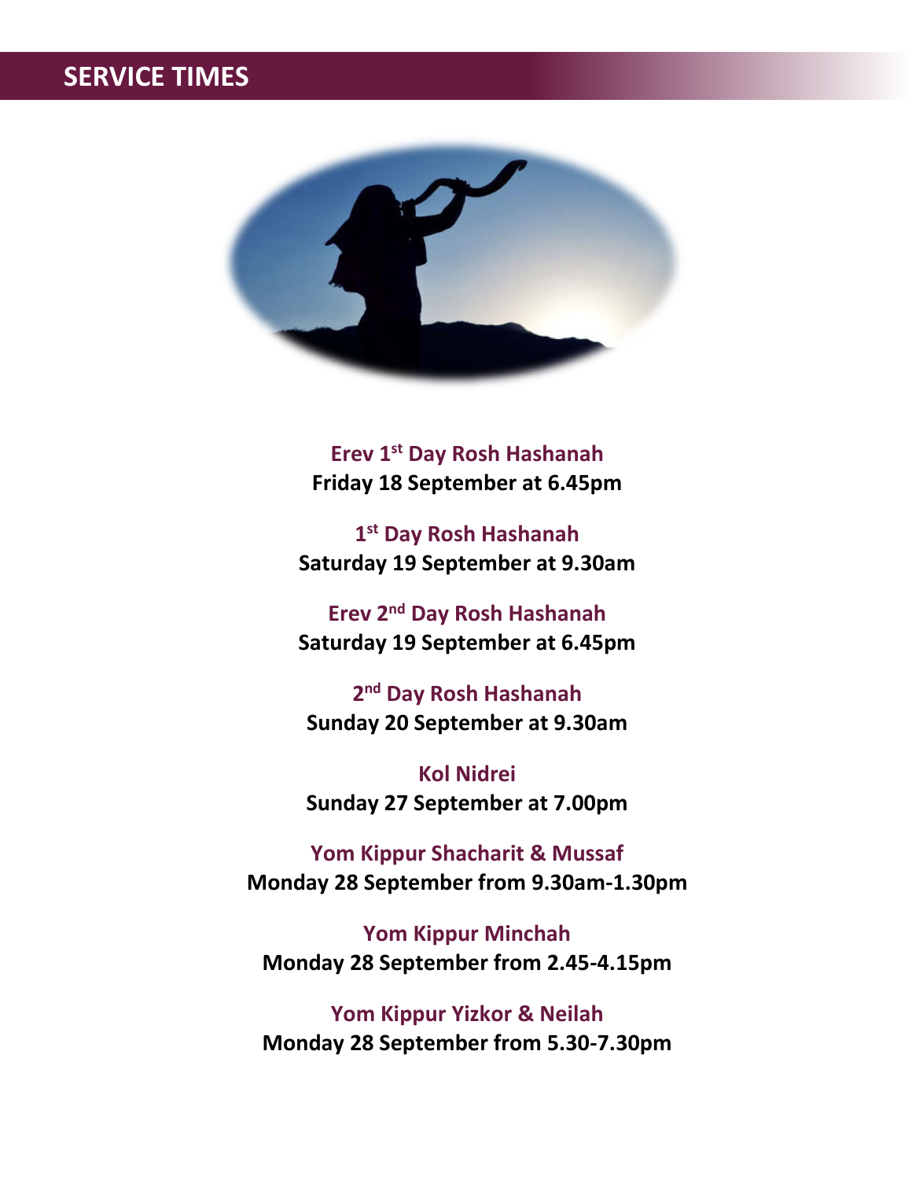# SERVICE TIMES

**Erev 1st Day Rosh Hashanah**
**Friday 18 September at 6.45pm**

**1st Day Rosh Hashanah**
**Saturday 19 September at 9.30am**

**Erev 2nd Day Rosh Hashanah**
**Saturday 19 September at 6.45pm**

**2nd Day Rosh Hashanah**
**Sunday 20 September at 9.30am**

**Kol Nidrei**
**Sunday 27 September at 7.00pm**

**Yom Kippur Shacharit & Mussaf**
**Monday 28 September from 9.30am-1.30pm**

**Yom Kippur Minchah**
**Monday 28 September from 2.45-4.15pm**

**Yom Kippur Yizkor & Neilah**
**Monday 28 September from 5.30-7.30pm**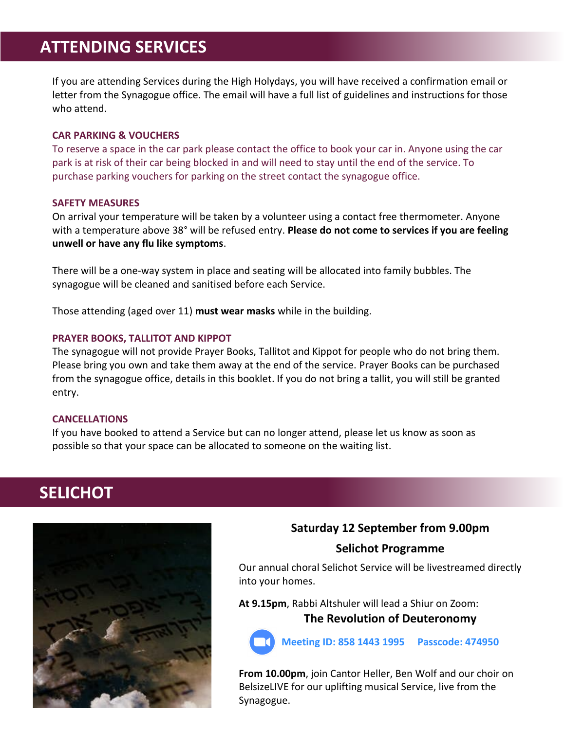## ATTENDING SERVICES

If you are attending Services during the High Holydays, you will have received a confirmation email or letter from the Synagogue office. The email will have a full list of guidelines and instructions for those who attend.

### CAR PARKING & VOUCHERS

To reserve a space in the car park please contact the office to book your car in. Anyone using the car park is at risk of their car being blocked in and will need to stay until the end of the service. To purchase parking vouchers for parking on the street contact the synagogue office.

### SAFETY MEASURES

On arrival your temperature will be taken by a volunteer using a contact free thermometer. Anyone with a temperature above 38° will be refused entry. **Please do not come to services if you are feeling unwell or have any flu like symptoms**.

There will be a one-way system in place and seating will be allocated into family bubbles. The synagogue will be cleaned and sanitised before each Service.

Those attending (aged over 11) **must wear masks** while in the building.

### PRAYER BOOKS, TALLITOT AND KIPPOT

The synagogue will not provide Prayer Books, Tallitot and Kippot for people who do not bring them. Please bring you own and take them away at the end of the service. Prayer Books can be purchased from the synagogue office, details in this booklet. If you do not bring a tallit, you will still be granted entry.

### CANCELLATIONS

If you have booked to attend a Service but can no longer attend, please let us know as soon as possible so that your space can be allocated to someone on the waiting list.

## SELICHOT

**Saturday 12 September from 9.00pm**

**Selichot Programme**

Our annual choral Selichot Service will be livestreamed directly into your homes.

**At 9.15pm**, Rabbi Altshuler will lead a Shiur on Zoom:

**The Revolution of Deuteronomy**

**Meeting ID: 858 1443 1995** **Passcode: 474950**

**From 10.00pm**, join Cantor Heller, Ben Wolf and our choir on BelsizeLIVE for our uplifting musical Service, live from the Synagogue.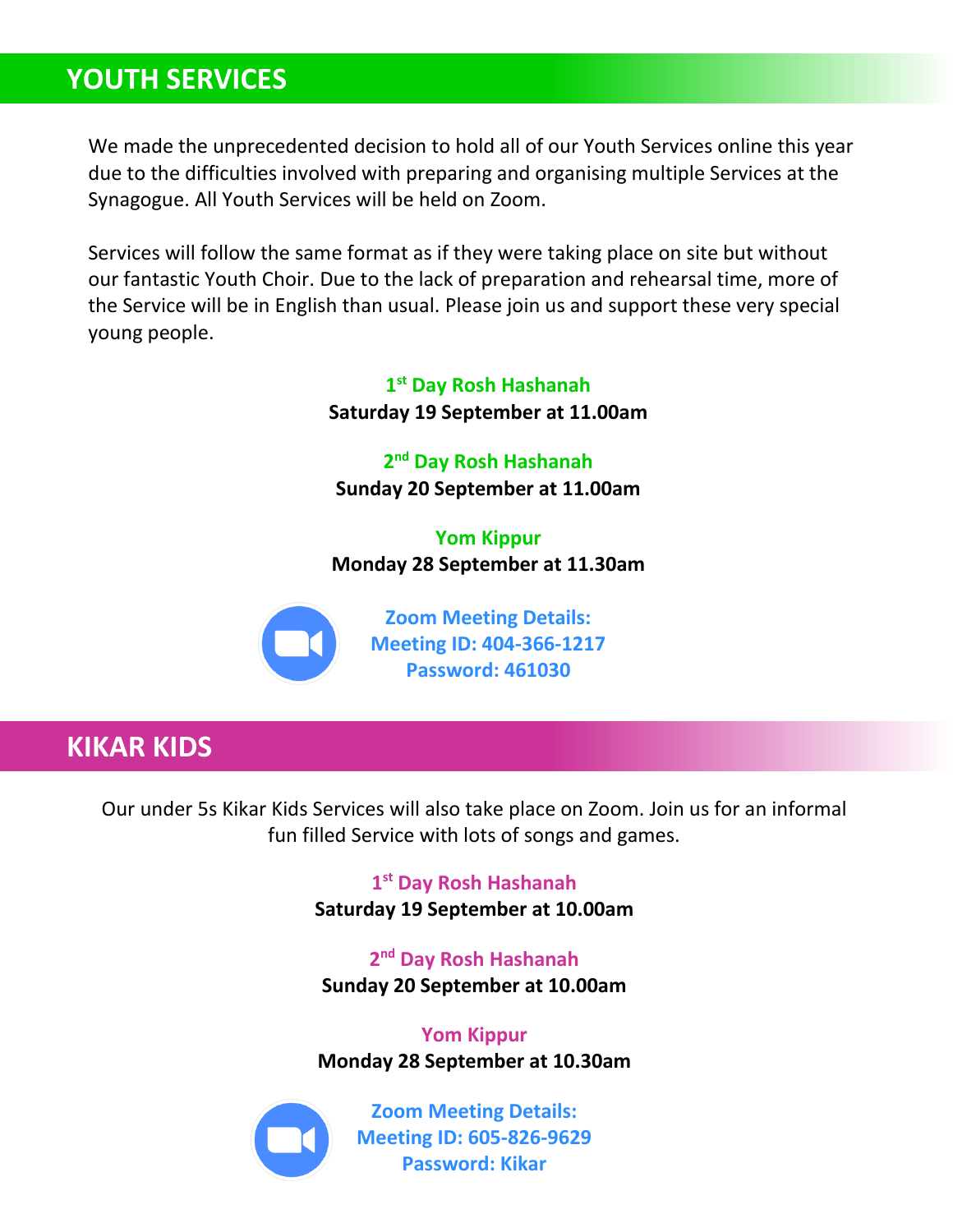## YOUTH SERVICES

We made the unprecedented decision to hold all of our Youth Services online this year due to the difficulties involved with preparing and organising multiple Services at the Synagogue. All Youth Services will be held on Zoom.

Services will follow the same format as if they were taking place on site but without our fantastic Youth Choir. Due to the lack of preparation and rehearsal time, more of the Service will be in English than usual. Please join us and support these very special young people.

**1st Day Rosh Hashanah**
**Saturday 19 September at 11.00am**

**2nd Day Rosh Hashanah**
**Sunday 20 September at 11.00am**

**Yom Kippur**
**Monday 28 September at 11.30am**

**Zoom Meeting Details:**
**Meeting ID: 404-366-1217**
**Password: 461030**

## KIKAR KIDS

Our under 5s Kikar Kids Services will also take place on Zoom. Join us for an informal fun filled Service with lots of songs and games.

**1st Day Rosh Hashanah**
**Saturday 19 September at 10.00am**

**2nd Day Rosh Hashanah**
**Sunday 20 September at 10.00am**

**Yom Kippur**
**Monday 28 September at 10.30am**

**Zoom Meeting Details:**
**Meeting ID: 605-826-9629**
**Password: Kikar**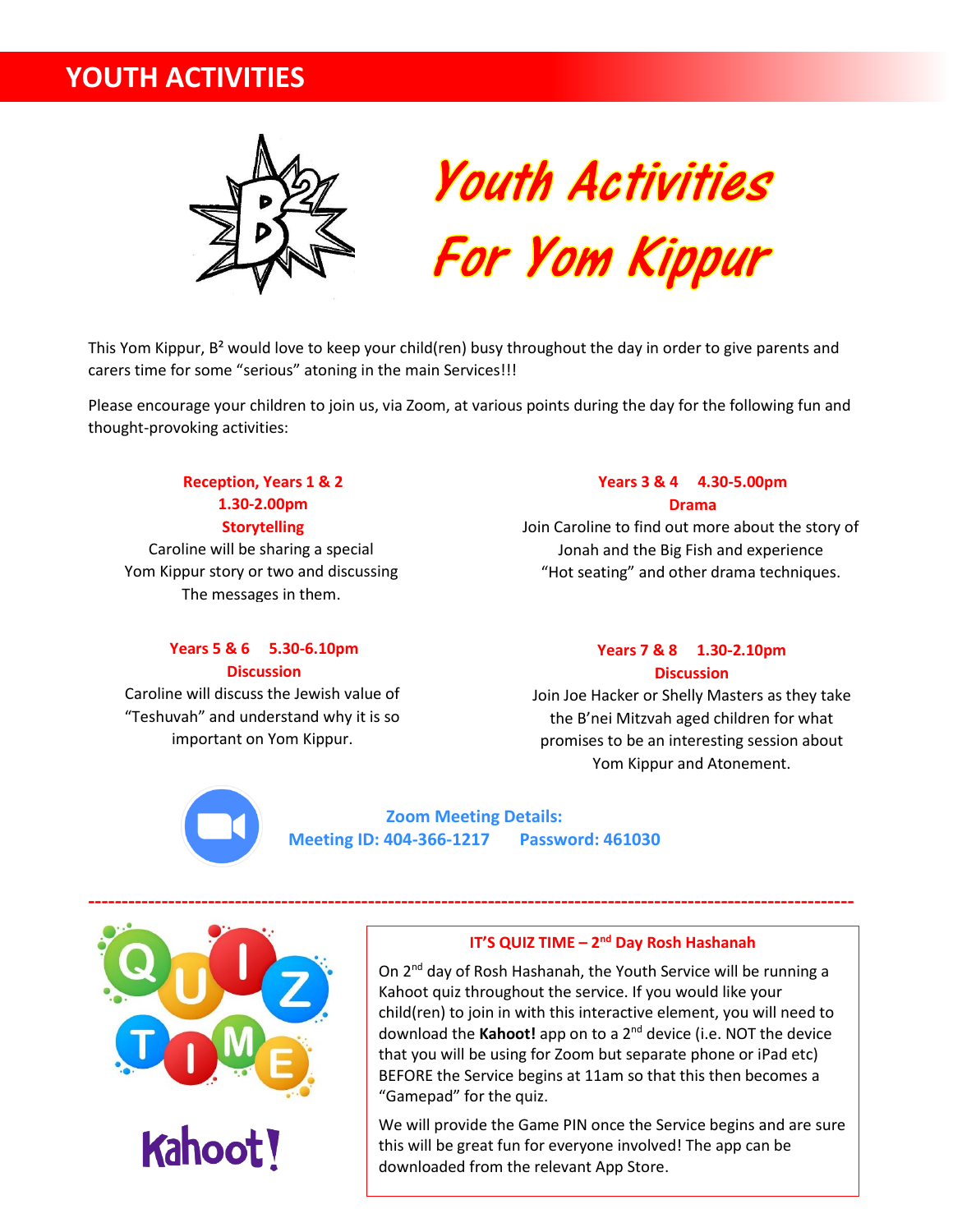# YOUTH ACTIVITIES

## Youth Activities For Yom Kippur

This Yom Kippur, B² would love to keep your child(ren) busy throughout the day in order to give parents and carers time for some “serious” atoning in the main Services!!!

Please encourage your children to join us, via Zoom, at various points during the day for the following fun and thought-provoking activities:

**Reception, Years 1 & 2**
**1.30-2.00pm**
**Storytelling**

Caroline will be sharing a special Yom Kippur story or two and discussing The messages in them.

**Years 3 & 4 4.30-5.00pm**
**Drama**

Join Caroline to find out more about the story of Jonah and the Big Fish and experience “Hot seating” and other drama techniques.

**Years 5 & 6 5.30-6.10pm**
**Discussion**

Caroline will discuss the Jewish value of “Teshuvah” and understand why it is so important on Yom Kippur.

**Years 7 & 8 1.30-2.10pm**
**Discussion**

Join Joe Hacker or Shelly Masters as they take the B’nei Mitzvah aged children for what promises to be an interesting session about Yom Kippur and Atonement.

**Zoom Meeting Details:**
**Meeting ID: 404-366-1217 Password: 461030**

---

### IT’S QUIZ TIME – 2nd Day Rosh Hashanah

On 2nd day of Rosh Hashanah, the Youth Service will be running a Kahoot quiz throughout the service. If you would like your child(ren) to join in with this interactive element, you will need to download the **Kahoot!** app on to a 2nd device (i.e. NOT the device that you will be using for Zoom but separate phone or iPad etc) BEFORE the Service begins at 11am so that this then becomes a “Gamepad” for the quiz.

We will provide the Game PIN once the Service begins and are sure this will be great fun for everyone involved! The app can be downloaded from the relevant App Store.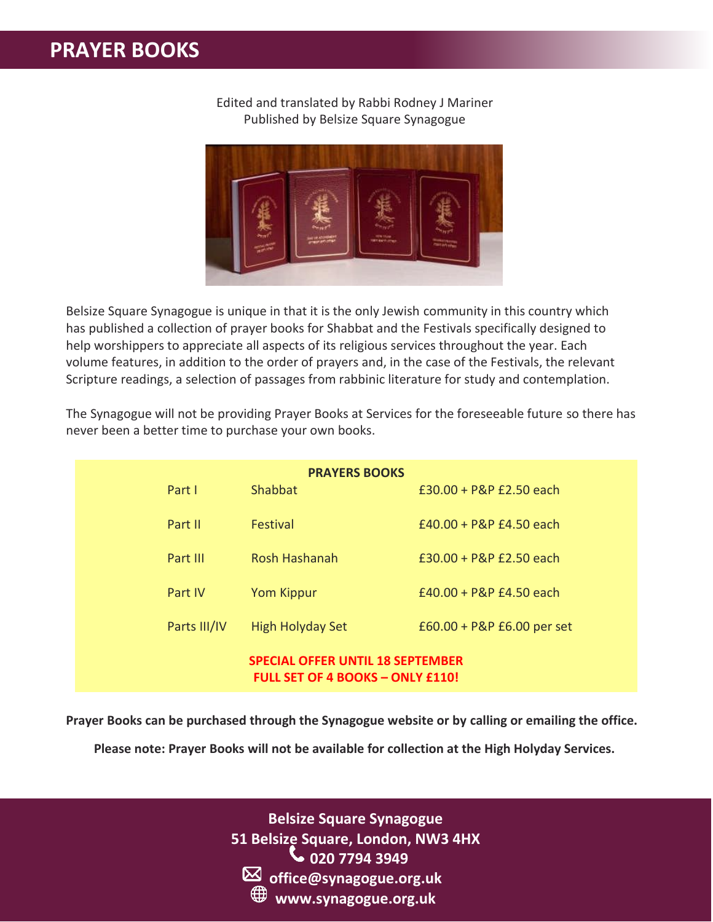# PRAYER BOOKS

Edited and translated by Rabbi Rodney J Mariner
Published by Belsize Square Synagogue

Belsize Square Synagogue is unique in that it is the only Jewish community in this country which has published a collection of prayer books for Shabbat and the Festivals specifically designed to help worshippers to appreciate all aspects of its religious services throughout the year. Each volume features, in addition to the order of prayers and, in the case of the Festivals, the relevant Scripture readings, a selection of passages from rabbinic literature for study and contemplation.

The Synagogue will not be providing Prayer Books at Services for the foreseeable future so there has never been a better time to purchase your own books.

**PRAYERS BOOKS**

| | | |
|---|---|---|
| Part I | Shabbat | £30.00 + P&P £2.50 each |
| Part II | Festival | £40.00 + P&P £4.50 each |
| Part III | Rosh Hashanah | £30.00 + P&P £2.50 each |
| Part IV | Yom Kippur | £40.00 + P&P £4.50 each |
| Parts III/IV | High Holyday Set | £60.00 + P&P £6.00 per set |

**SPECIAL OFFER UNTIL 18 SEPTEMBER**
**FULL SET OF 4 BOOKS – ONLY £110!**

**Prayer Books can be purchased through the Synagogue website or by calling or emailing the office.**

**Please note: Prayer Books will not be available for collection at the High Holyday Services.**

**Belsize Square Synagogue**
**51 Belsize Square, London, NW3 4HX**
**020 7794 3949**
**office@synagogue.org.uk**
**www.synagogue.org.uk**